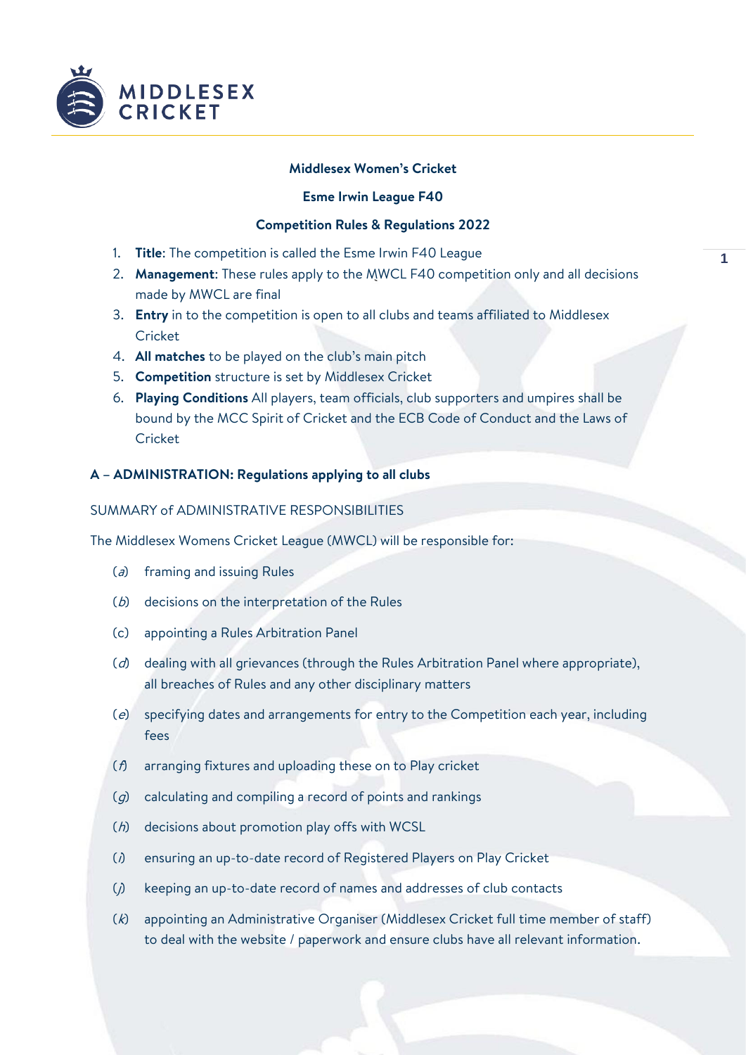**Middlesex Women's Cricket**

**Esme Irwin League F40**

**Competition Rules & Regulations 2022**

1. **Title**: The competition is called the Esme Irwin F40 League
2. **Management**: These rules apply to the MWCL F40 competition only and all decisions made by MWCL are final
3. **Entry** in to the competition is open to all clubs and teams affiliated to Middlesex Cricket
4. **All matches** to be played on the club's main pitch
5. **Competition** structure is set by Middlesex Cricket
6. **Playing Conditions** All players, team officials, club supporters and umpires shall be bound by the MCC Spirit of Cricket and the ECB Code of Conduct and the Laws of Cricket

## A – ADMINISTRATION: Regulations applying to all clubs

SUMMARY of ADMINISTRATIVE RESPONSIBILITIES

The Middlesex Womens Cricket League (MWCL) will be responsible for:

(*a*) framing and issuing Rules

(*b*) decisions on the interpretation of the Rules

(c) appointing a Rules Arbitration Panel

(*d*) dealing with all grievances (through the Rules Arbitration Panel where appropriate), all breaches of Rules and any other disciplinary matters

(*e*) specifying dates and arrangements for entry to the Competition each year, including fees

(*f*) arranging fixtures and uploading these on to Play cricket

(*g*) calculating and compiling a record of points and rankings

(*h*) decisions about promotion play offs with WCSL

(*i*) ensuring an up-to-date record of Registered Players on Play Cricket

(*j*) keeping an up-to-date record of names and addresses of club contacts

(*k*) appointing an Administrative Organiser (Middlesex Cricket full time member of staff) to deal with the website / paperwork and ensure clubs have all relevant information.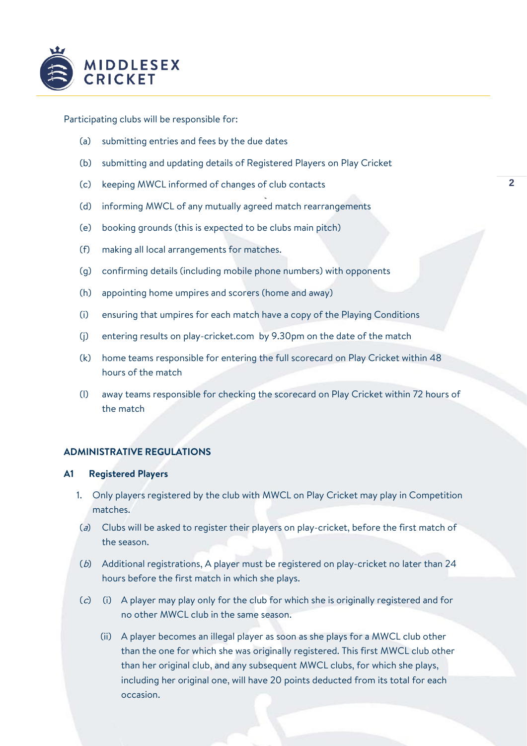Participating clubs will be responsible for:

(a) submitting entries and fees by the due dates

(b) submitting and updating details of Registered Players on Play Cricket

(c) keeping MWCL informed of changes of club contacts

(d) informing MWCL of any mutually agreed match rearrangements

(e) booking grounds (this is expected to be clubs main pitch)

(f) making all local arrangements for matches.

(g) confirming details (including mobile phone numbers) with opponents

(h) appointing home umpires and scorers (home and away)

(i) ensuring that umpires for each match have a copy of the Playing Conditions

(j) entering results on play-cricket.com by 9.30pm on the date of the match

(k) home teams responsible for entering the full scorecard on Play Cricket within 48 hours of the match

(l) away teams responsible for checking the scorecard on Play Cricket within 72 hours of the match

## ADMINISTRATIVE REGULATIONS

### A1 Registered Players

1. Only players registered by the club with MWCL on Play Cricket may play in Competition matches.

   (*a*) Clubs will be asked to register their players on play-cricket, before the first match of the season.

   (*b*) Additional registrations, A player must be registered on play-cricket no later than 24 hours before the first match in which she plays.

   (*c*) (i) A player may play only for the club for which she is originally registered and for no other MWCL club in the same season.

   (ii) A player becomes an illegal player as soon as she plays for a MWCL club other than the one for which she was originally registered. This first MWCL club other than her original club, and any subsequent MWCL clubs, for which she plays, including her original one, will have 20 points deducted from its total for each occasion.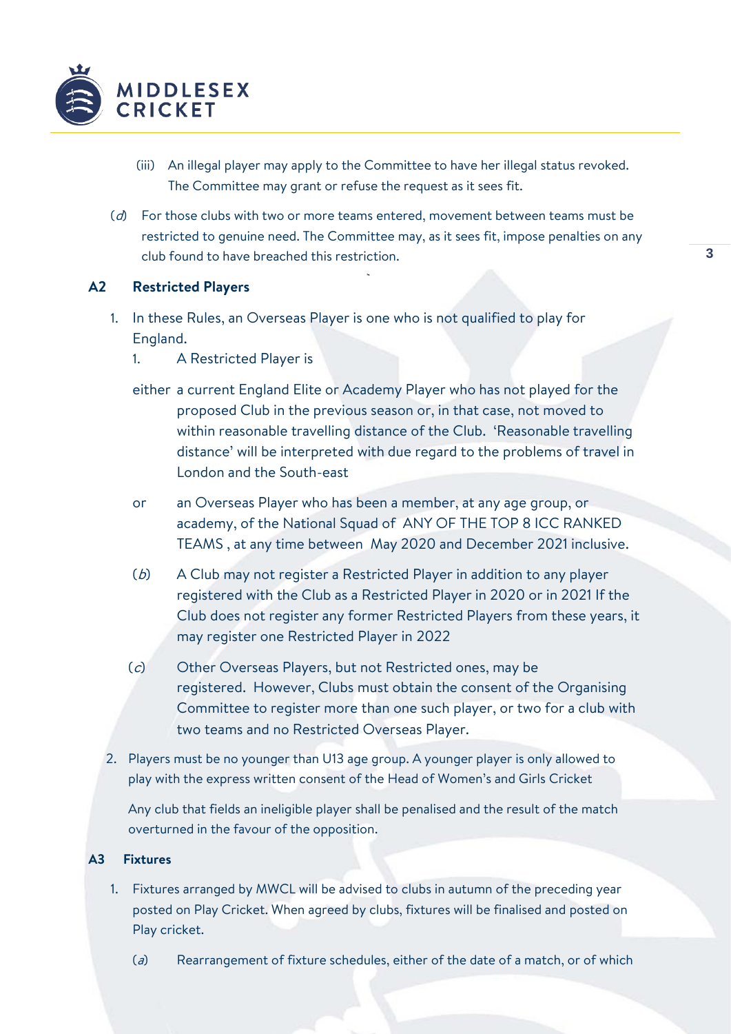(iii) An illegal player may apply to the Committee to have her illegal status revoked. The Committee may grant or refuse the request as it sees fit.

(*d*) For those clubs with two or more teams entered, movement between teams must be restricted to genuine need. The Committee may, as it sees fit, impose penalties on any club found to have breached this restriction.

## A2 Restricted Players

1. In these Rules, an Overseas Player is one who is not qualified to play for England.

   1. A Restricted Player is

   either a current England Elite or Academy Player who has not played for the proposed Club in the previous season or, in that case, not moved to within reasonable travelling distance of the Club. 'Reasonable travelling distance' will be interpreted with due regard to the problems of travel in London and the South-east

   or an Overseas Player who has been a member, at any age group, or academy, of the National Squad of ANY OF THE TOP 8 ICC RANKED TEAMS , at any time between May 2020 and December 2021 inclusive.

   (*b*) A Club may not register a Restricted Player in addition to any player registered with the Club as a Restricted Player in 2020 or in 2021 If the Club does not register any former Restricted Players from these years, it may register one Restricted Player in 2022

   (*c*) Other Overseas Players, but not Restricted ones, may be registered. However, Clubs must obtain the consent of the Organising Committee to register more than one such player, or two for a club with two teams and no Restricted Overseas Player.

2. Players must be no younger than U13 age group. A younger player is only allowed to play with the express written consent of the Head of Women's and Girls Cricket

   Any club that fields an ineligible player shall be penalised and the result of the match overturned in the favour of the opposition.

## A3 Fixtures

1. Fixtures arranged by MWCL will be advised to clubs in autumn of the preceding year posted on Play Cricket. When agreed by clubs, fixtures will be finalised and posted on Play cricket.

   (*a*) Rearrangement of fixture schedules, either of the date of a match, or of which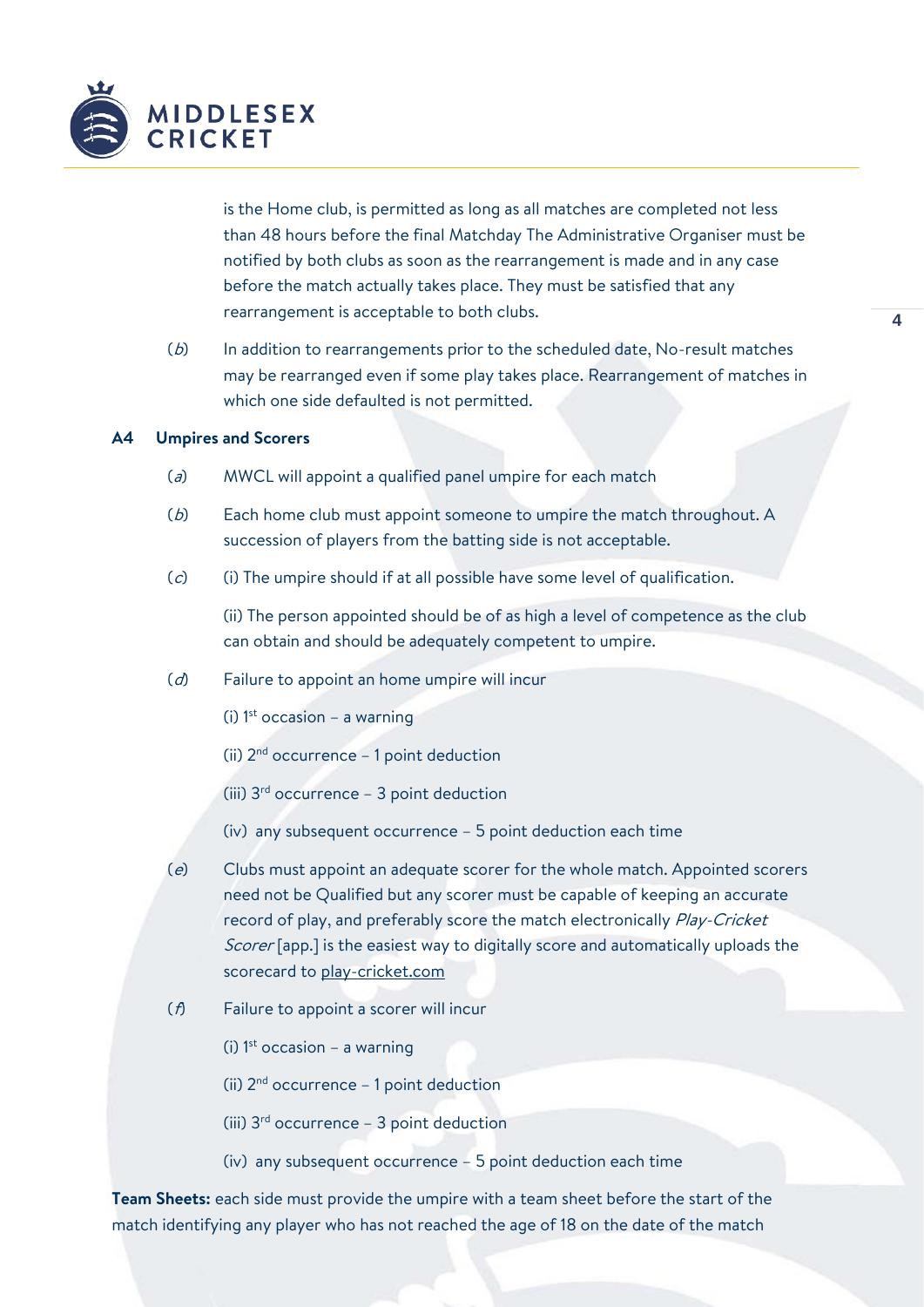is the Home club, is permitted as long as all matches are completed not less than 48 hours before the final Matchday The Administrative Organiser must be notified by both clubs as soon as the rearrangement is made and in any case before the match actually takes place. They must be satisfied that any rearrangement is acceptable to both clubs.

(*b*) In addition to rearrangements prior to the scheduled date, No-result matches may be rearranged even if some play takes place. Rearrangement of matches in which one side defaulted is not permitted.

### A4 Umpires and Scorers

(*a*) MWCL will appoint a qualified panel umpire for each match

(*b*) Each home club must appoint someone to umpire the match throughout. A succession of players from the batting side is not acceptable.

(*c*) (i) The umpire should if at all possible have some level of qualification.

(ii) The person appointed should be of as high a level of competence as the club can obtain and should be adequately competent to umpire.

(*d*) Failure to appoint an home umpire will incur

(i) 1st occasion – a warning

(ii) 2nd occurrence – 1 point deduction

(iii) 3rd occurrence – 3 point deduction

(iv) any subsequent occurrence – 5 point deduction each time

(*e*) Clubs must appoint an adequate scorer for the whole match. Appointed scorers need not be Qualified but any scorer must be capable of keeping an accurate record of play, and preferably score the match electronically *Play-Cricket Scorer* [app.] is the easiest way to digitally score and automatically uploads the scorecard to play-cricket.com

(*f*) Failure to appoint a scorer will incur

(i) 1st occasion – a warning

(ii) 2nd occurrence – 1 point deduction

(iii) 3rd occurrence – 3 point deduction

(iv) any subsequent occurrence – 5 point deduction each time

**Team Sheets:** each side must provide the umpire with a team sheet before the start of the match identifying any player who has not reached the age of 18 on the date of the match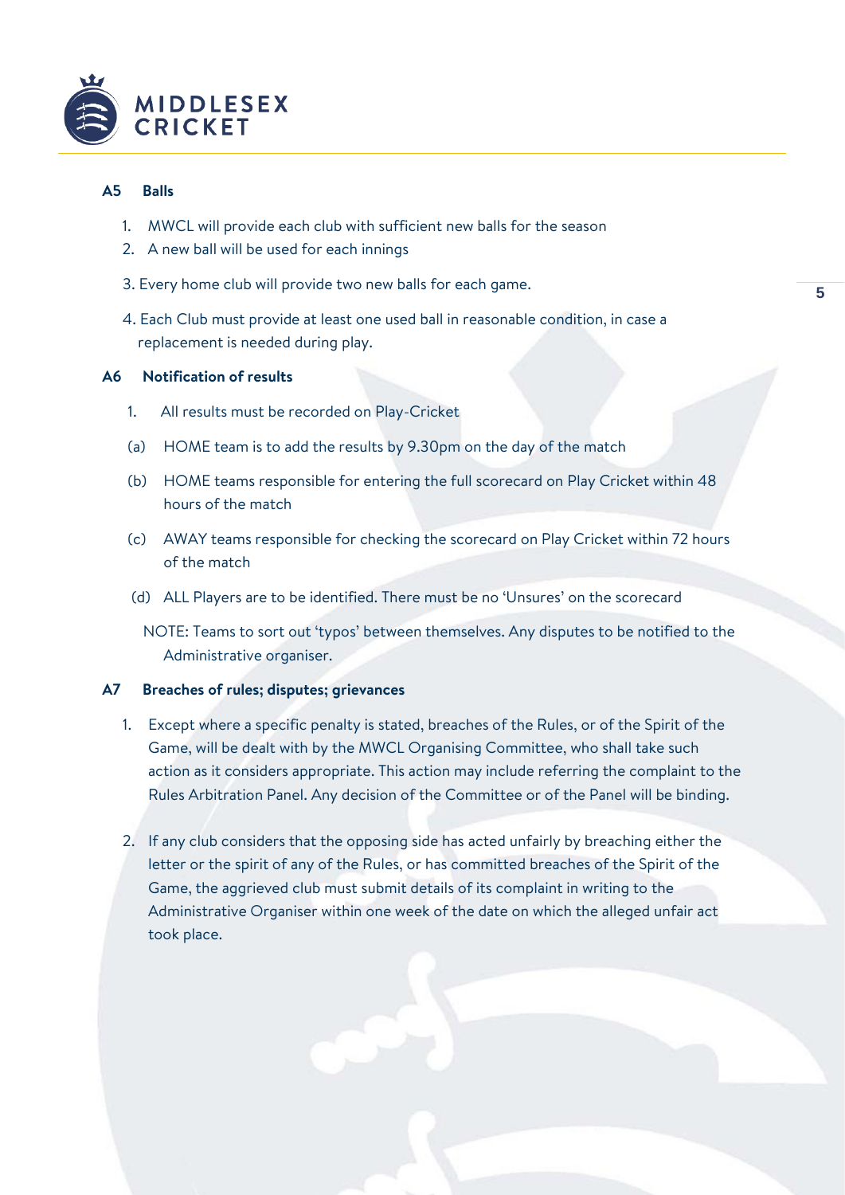### A5 Balls

1. MWCL will provide each club with sufficient new balls for the season
2. A new ball will be used for each innings
3. Every home club will provide two new balls for each game.
4. Each Club must provide at least one used ball in reasonable condition, in case a replacement is needed during play.

### A6 Notification of results

1. All results must be recorded on Play-Cricket

(a) HOME team is to add the results by 9.30pm on the day of the match

(b) HOME teams responsible for entering the full scorecard on Play Cricket within 48 hours of the match

(c) AWAY teams responsible for checking the scorecard on Play Cricket within 72 hours of the match

(d) ALL Players are to be identified. There must be no 'Unsures' on the scorecard

NOTE: Teams to sort out 'typos' between themselves. Any disputes to be notified to the Administrative organiser.

### A7 Breaches of rules; disputes; grievances

1. Except where a specific penalty is stated, breaches of the Rules, or of the Spirit of the Game, will be dealt with by the MWCL Organising Committee, who shall take such action as it considers appropriate. This action may include referring the complaint to the Rules Arbitration Panel. Any decision of the Committee or of the Panel will be binding.
2. If any club considers that the opposing side has acted unfairly by breaching either the letter or the spirit of any of the Rules, or has committed breaches of the Spirit of the Game, the aggrieved club must submit details of its complaint in writing to the Administrative Organiser within one week of the date on which the alleged unfair act took place.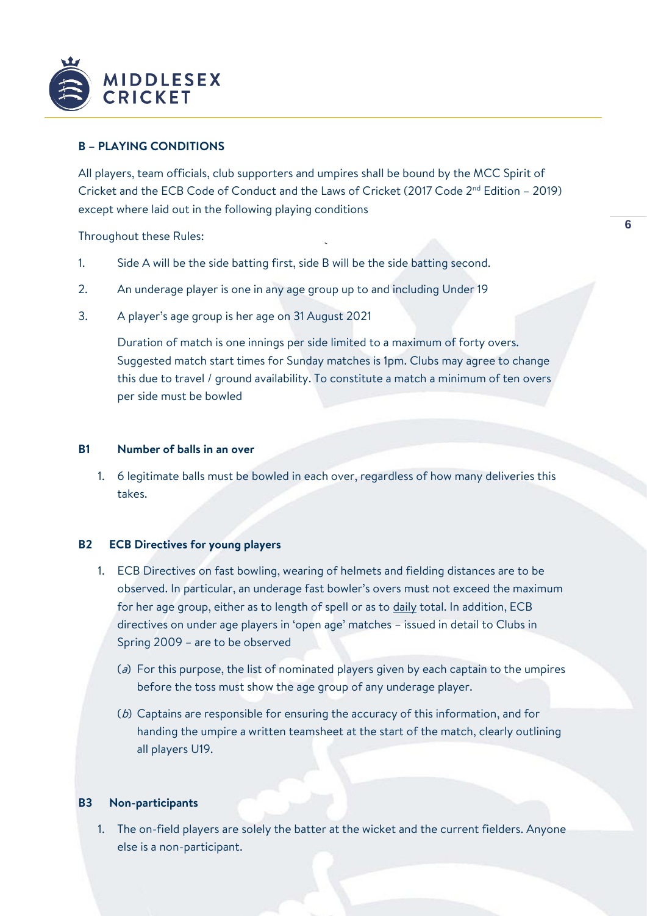## B – PLAYING CONDITIONS

All players, team officials, club supporters and umpires shall be bound by the MCC Spirit of Cricket and the ECB Code of Conduct and the Laws of Cricket (2017 Code 2nd Edition – 2019) except where laid out in the following playing conditions

Throughout these Rules:

1. Side A will be the side batting first, side B will be the side batting second.
2. An underage player is one in any age group up to and including Under 19
3. A player's age group is her age on 31 August 2021

   Duration of match is one innings per side limited to a maximum of forty overs. Suggested match start times for Sunday matches is 1pm. Clubs may agree to change this due to travel / ground availability. To constitute a match a minimum of ten overs per side must be bowled

### B1 Number of balls in an over

1. 6 legitimate balls must be bowled in each over, regardless of how many deliveries this takes.

### B2 ECB Directives for young players

1. ECB Directives on fast bowling, wearing of helmets and fielding distances are to be observed. In particular, an underage fast bowler's overs must not exceed the maximum for her age group, either as to length of spell or as to daily total. In addition, ECB directives on under age players in 'open age' matches – issued in detail to Clubs in Spring 2009 – are to be observed
   - (*a*) For this purpose, the list of nominated players given by each captain to the umpires before the toss must show the age group of any underage player.
   - (*b*) Captains are responsible for ensuring the accuracy of this information, and for handing the umpire a written teamsheet at the start of the match, clearly outlining all players U19.

### B3 Non-participants

1. The on-field players are solely the batter at the wicket and the current fielders. Anyone else is a non-participant.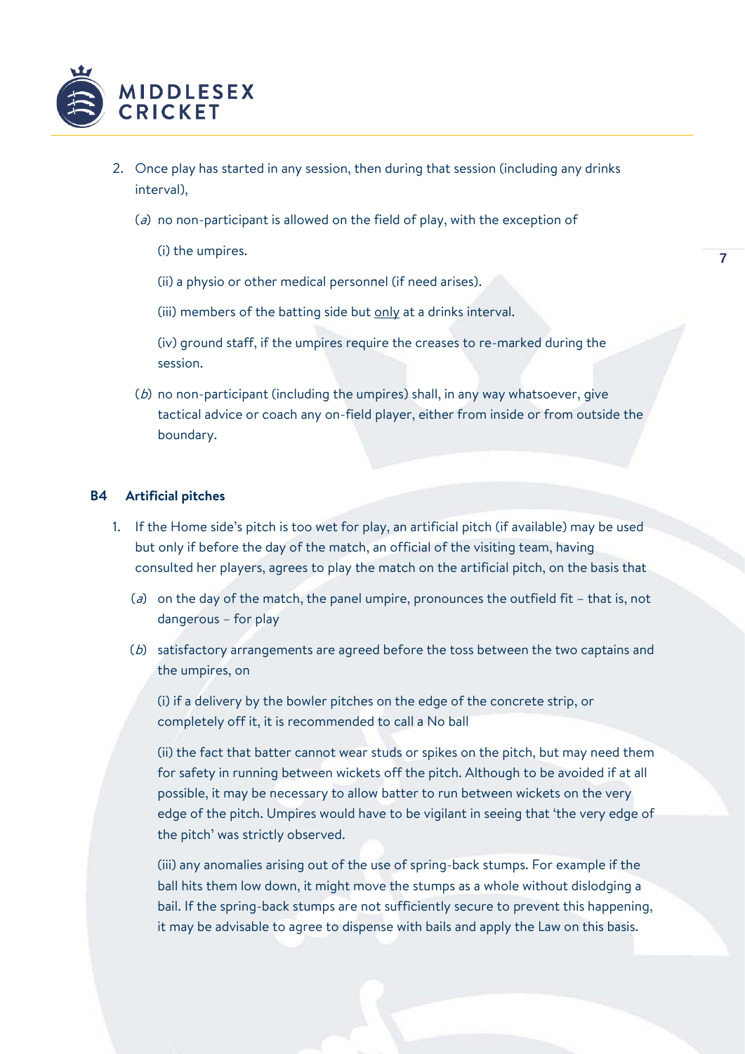2. Once play has started in any session, then during that session (including any drinks interval),

   (*a*) no non-participant is allowed on the field of play, with the exception of

   (i) the umpires.

   (ii) a physio or other medical personnel (if need arises).

   (iii) members of the batting side but <u>only</u> at a drinks interval.

   (iv) ground staff, if the umpires require the creases to re-marked during the session.

   (*b*) no non-participant (including the umpires) shall, in any way whatsoever, give tactical advice or coach any on-field player, either from inside or from outside the boundary.

### B4 Artificial pitches

1. If the Home side's pitch is too wet for play, an artificial pitch (if available) may be used but only if before the day of the match, an official of the visiting team, having consulted her players, agrees to play the match on the artificial pitch, on the basis that

   (*a*) on the day of the match, the panel umpire, pronounces the outfield fit – that is, not dangerous – for play

   (*b*) satisfactory arrangements are agreed before the toss between the two captains and the umpires, on

   (i) if a delivery by the bowler pitches on the edge of the concrete strip, or completely off it, it is recommended to call a No ball

   (ii) the fact that batter cannot wear studs or spikes on the pitch, but may need them for safety in running between wickets off the pitch. Although to be avoided if at all possible, it may be necessary to allow batter to run between wickets on the very edge of the pitch. Umpires would have to be vigilant in seeing that 'the very edge of the pitch' was strictly observed.

   (iii) any anomalies arising out of the use of spring-back stumps. For example if the ball hits them low down, it might move the stumps as a whole without dislodging a bail. If the spring-back stumps are not sufficiently secure to prevent this happening, it may be advisable to agree to dispense with bails and apply the Law on this basis.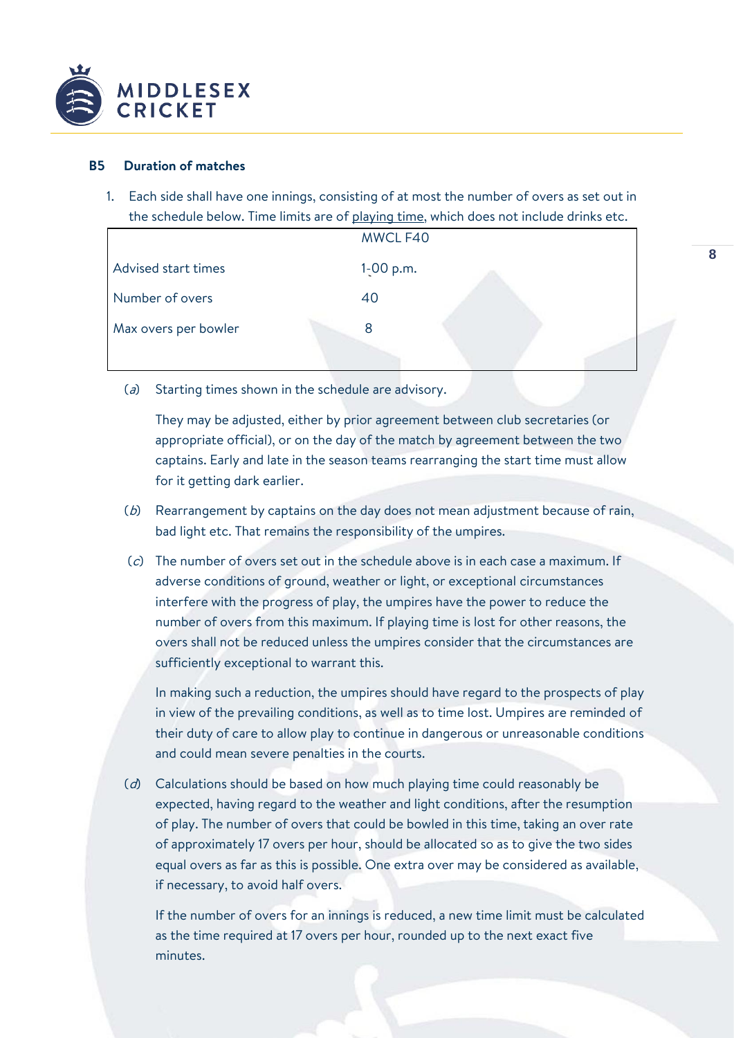### B5 Duration of matches

1. Each side shall have one innings, consisting of at most the number of overs as set out in the schedule below. Time limits are of playing time, which does not include drinks etc.

| | MWCL F40 |
|---|---|
| Advised start times | 1-00 p.m. |
| Number of overs | 40 |
| Max overs per bowler | 8 |

(*a*) Starting times shown in the schedule are advisory.

They may be adjusted, either by prior agreement between club secretaries (or appropriate official), or on the day of the match by agreement between the two captains. Early and late in the season teams rearranging the start time must allow for it getting dark earlier.

(*b*) Rearrangement by captains on the day does not mean adjustment because of rain, bad light etc. That remains the responsibility of the umpires.

(*c*) The number of overs set out in the schedule above is in each case a maximum. If adverse conditions of ground, weather or light, or exceptional circumstances interfere with the progress of play, the umpires have the power to reduce the number of overs from this maximum. If playing time is lost for other reasons, the overs shall not be reduced unless the umpires consider that the circumstances are sufficiently exceptional to warrant this.

In making such a reduction, the umpires should have regard to the prospects of play in view of the prevailing conditions, as well as to time lost. Umpires are reminded of their duty of care to allow play to continue in dangerous or unreasonable conditions and could mean severe penalties in the courts.

(*d*) Calculations should be based on how much playing time could reasonably be expected, having regard to the weather and light conditions, after the resumption of play. The number of overs that could be bowled in this time, taking an over rate of approximately 17 overs per hour, should be allocated so as to give the two sides equal overs as far as this is possible. One extra over may be considered as available, if necessary, to avoid half overs.

If the number of overs for an innings is reduced, a new time limit must be calculated as the time required at 17 overs per hour, rounded up to the next exact five minutes.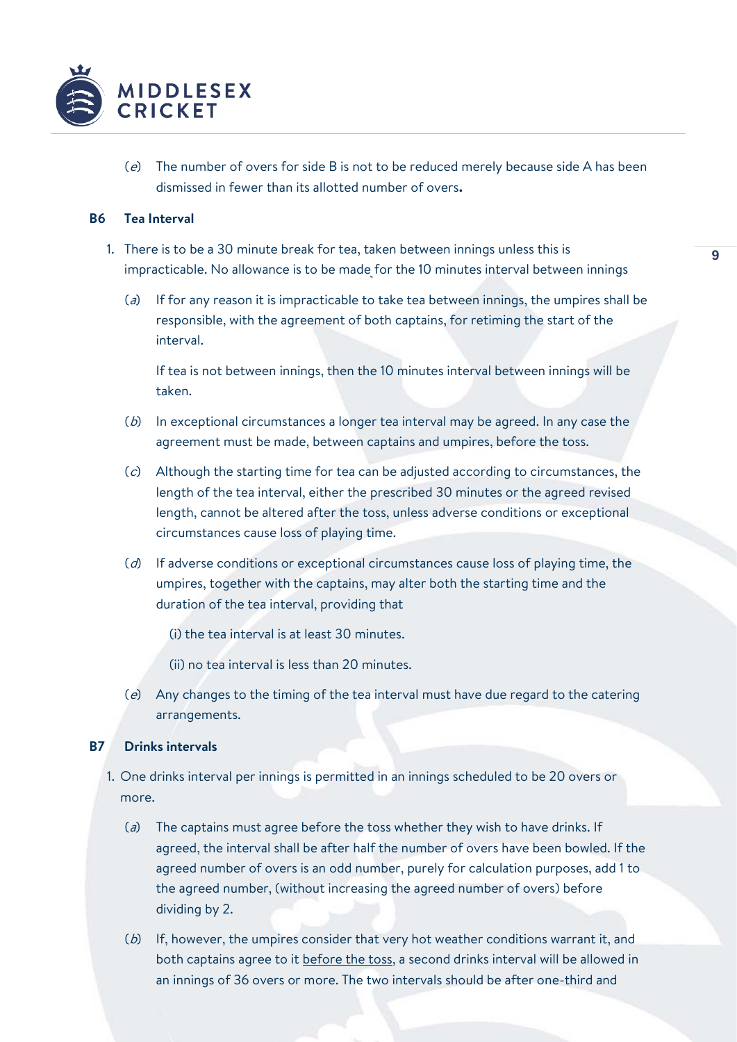(*e*) The number of overs for side B is not to be reduced merely because side A has been dismissed in fewer than its allotted number of overs**.**

### B6 Tea Interval

1. There is to be a 30 minute break for tea, taken between innings unless this is impracticable. No allowance is to be made for the 10 minutes interval between innings

   (*a*) If for any reason it is impracticable to take tea between innings, the umpires shall be responsible, with the agreement of both captains, for retiming the start of the interval.

   If tea is not between innings, then the 10 minutes interval between innings will be taken.

   (*b*) In exceptional circumstances a longer tea interval may be agreed. In any case the agreement must be made, between captains and umpires, before the toss.

   (*c*) Although the starting time for tea can be adjusted according to circumstances, the length of the tea interval, either the prescribed 30 minutes or the agreed revised length, cannot be altered after the toss, unless adverse conditions or exceptional circumstances cause loss of playing time.

   (*d*) If adverse conditions or exceptional circumstances cause loss of playing time, the umpires, together with the captains, may alter both the starting time and the duration of the tea interval, providing that

   (i) the tea interval is at least 30 minutes.

   (ii) no tea interval is less than 20 minutes.

   (*e*) Any changes to the timing of the tea interval must have due regard to the catering arrangements.

### B7 Drinks intervals

1. One drinks interval per innings is permitted in an innings scheduled to be 20 overs or more.

   (*a*) The captains must agree before the toss whether they wish to have drinks. If agreed, the interval shall be after half the number of overs have been bowled. If the agreed number of overs is an odd number, purely for calculation purposes, add 1 to the agreed number, (without increasing the agreed number of overs) before dividing by 2.

   (*b*) If, however, the umpires consider that very hot weather conditions warrant it, and both captains agree to it <u>before the toss</u>, a second drinks interval will be allowed in an innings of 36 overs or more. The two intervals should be after one-third and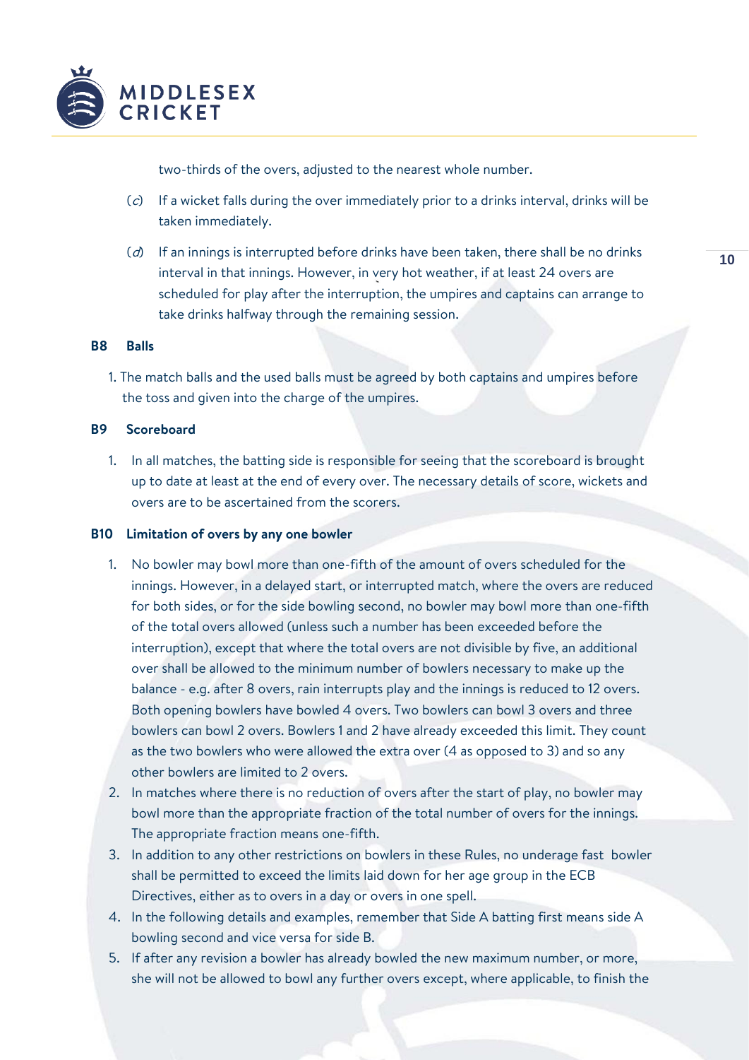two-thirds of the overs, adjusted to the nearest whole number.

(*c*) If a wicket falls during the over immediately prior to a drinks interval, drinks will be taken immediately.

(*d*) If an innings is interrupted before drinks have been taken, there shall be no drinks interval in that innings. However, in very hot weather, if at least 24 overs are scheduled for play after the interruption, the umpires and captains can arrange to take drinks halfway through the remaining session.

### B8 Balls

1. The match balls and the used balls must be agreed by both captains and umpires before the toss and given into the charge of the umpires.

### B9 Scoreboard

1. In all matches, the batting side is responsible for seeing that the scoreboard is brought up to date at least at the end of every over. The necessary details of score, wickets and overs are to be ascertained from the scorers.

### B10 Limitation of overs by any one bowler

1. No bowler may bowl more than one-fifth of the amount of overs scheduled for the innings. However, in a delayed start, or interrupted match, where the overs are reduced for both sides, or for the side bowling second, no bowler may bowl more than one-fifth of the total overs allowed (unless such a number has been exceeded before the interruption), except that where the total overs are not divisible by five, an additional over shall be allowed to the minimum number of bowlers necessary to make up the balance - e.g. after 8 overs, rain interrupts play and the innings is reduced to 12 overs. Both opening bowlers have bowled 4 overs. Two bowlers can bowl 3 overs and three bowlers can bowl 2 overs. Bowlers 1 and 2 have already exceeded this limit. They count as the two bowlers who were allowed the extra over (4 as opposed to 3) and so any other bowlers are limited to 2 overs.
2. In matches where there is no reduction of overs after the start of play, no bowler may bowl more than the appropriate fraction of the total number of overs for the innings. The appropriate fraction means one-fifth.
3. In addition to any other restrictions on bowlers in these Rules, no underage fast bowler shall be permitted to exceed the limits laid down for her age group in the ECB Directives, either as to overs in a day or overs in one spell.
4. In the following details and examples, remember that Side A batting first means side A bowling second and vice versa for side B.
5. If after any revision a bowler has already bowled the new maximum number, or more, she will not be allowed to bowl any further overs except, where applicable, to finish the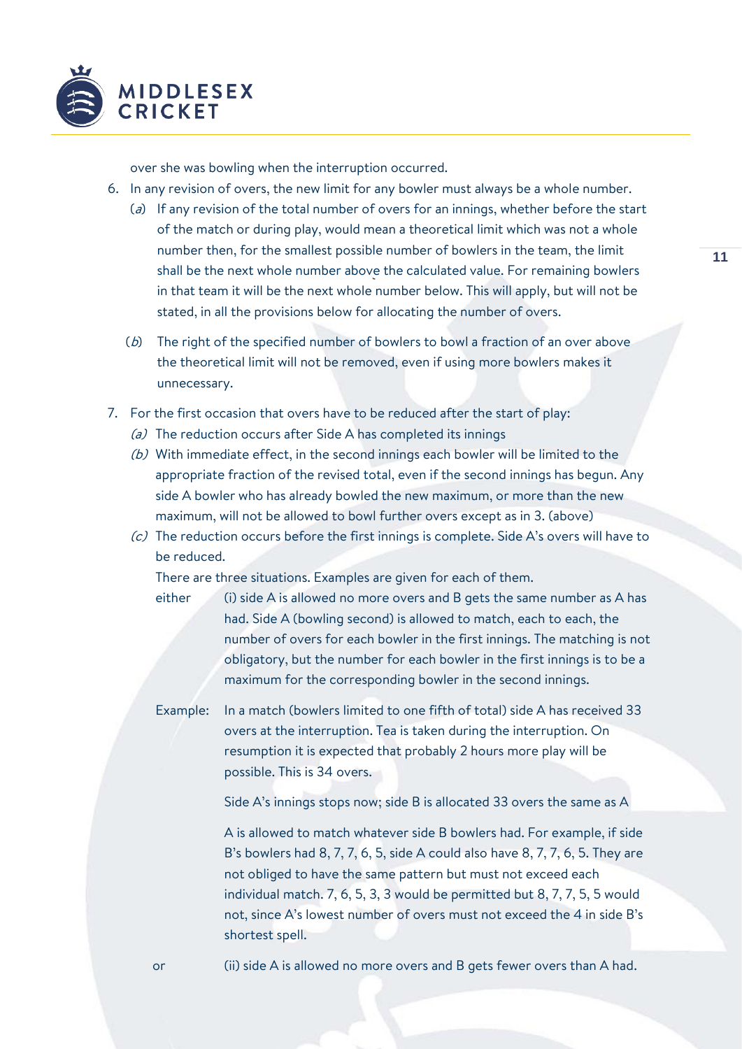over she was bowling when the interruption occurred.

6. In any revision of overs, the new limit for any bowler must always be a whole number.
   (*a*) If any revision of the total number of overs for an innings, whether before the start of the match or during play, would mean a theoretical limit which was not a whole number then, for the smallest possible number of bowlers in the team, the limit shall be the next whole number above the calculated value. For remaining bowlers in that team it will be the next whole number below. This will apply, but will not be stated, in all the provisions below for allocating the number of overs.

   (*b*) The right of the specified number of bowlers to bowl a fraction of an over above the theoretical limit will not be removed, even if using more bowlers makes it unnecessary.

7. For the first occasion that overs have to be reduced after the start of play:
   *(a)* The reduction occurs after Side A has completed its innings
   *(b)* With immediate effect, in the second innings each bowler will be limited to the appropriate fraction of the revised total, even if the second innings has begun. Any side A bowler who has already bowled the new maximum, or more than the new maximum, will not be allowed to bowl further overs except as in 3. (above)
   *(c)* The reduction occurs before the first innings is complete. Side A's overs will have to be reduced.

   There are three situations. Examples are given for each of them.

   either (i) side A is allowed no more overs and B gets the same number as A has had. Side A (bowling second) is allowed to match, each to each, the number of overs for each bowler in the first innings. The matching is not obligatory, but the number for each bowler in the first innings is to be a maximum for the corresponding bowler in the second innings.

   Example: In a match (bowlers limited to one fifth of total) side A has received 33 overs at the interruption. Tea is taken during the interruption. On resumption it is expected that probably 2 hours more play will be possible. This is 34 overs.

   Side A's innings stops now; side B is allocated 33 overs the same as A

   A is allowed to match whatever side B bowlers had. For example, if side B's bowlers had 8, 7, 7, 6, 5, side A could also have 8, 7, 7, 6, 5. They are not obliged to have the same pattern but must not exceed each individual match. 7, 6, 5, 3, 3 would be permitted but 8, 7, 7, 5, 5 would not, since A's lowest number of overs must not exceed the 4 in side B's shortest spell.

   or (ii) side A is allowed no more overs and B gets fewer overs than A had.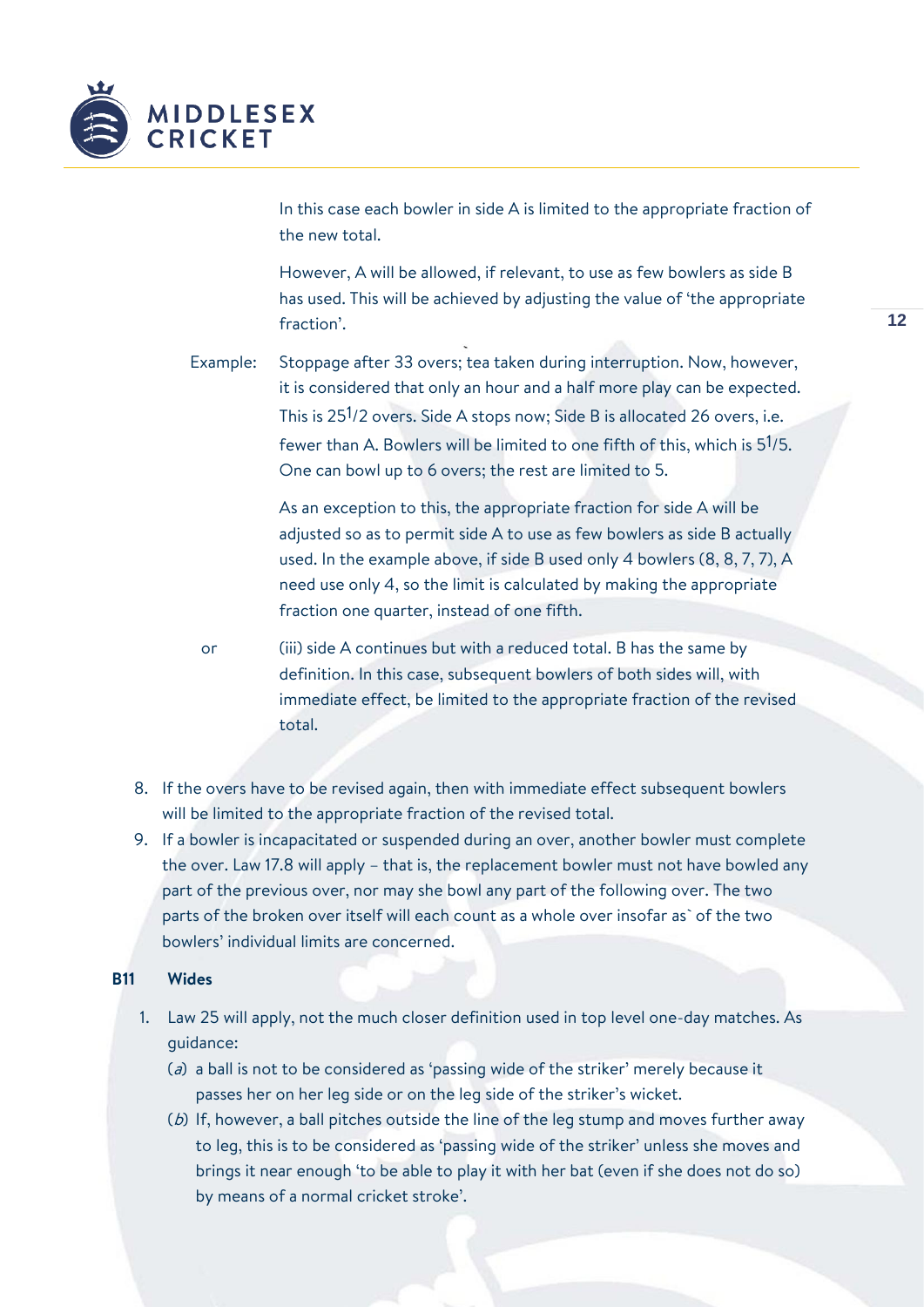In this case each bowler in side A is limited to the appropriate fraction of the new total.

However, A will be allowed, if relevant, to use as few bowlers as side B has used. This will be achieved by adjusting the value of 'the appropriate fraction'.

Example: Stoppage after 33 overs; tea taken during interruption. Now, however, it is considered that only an hour and a half more play can be expected. This is 25 $^{1}/2$ overs. Side A stops now; Side B is allocated 26 overs, i.e. fewer than A. Bowlers will be limited to one fifth of this, which is 5 $^{1}/5$. One can bowl up to 6 overs; the rest are limited to 5.

As an exception to this, the appropriate fraction for side A will be adjusted so as to permit side A to use as few bowlers as side B actually used. In the example above, if side B used only 4 bowlers (8, 8, 7, 7), A need use only 4, so the limit is calculated by making the appropriate fraction one quarter, instead of one fifth.

or (iii) side A continues but with a reduced total. B has the same by definition. In this case, subsequent bowlers of both sides will, with immediate effect, be limited to the appropriate fraction of the revised total.

8. If the overs have to be revised again, then with immediate effect subsequent bowlers will be limited to the appropriate fraction of the revised total.
9. If a bowler is incapacitated or suspended during an over, another bowler must complete the over. Law 17.8 will apply – that is, the replacement bowler must not have bowled any part of the previous over, nor may she bowl any part of the following over. The two parts of the broken over itself will each count as a whole over insofar as` of the two bowlers' individual limits are concerned.

### B11 Wides

1. Law 25 will apply, not the much closer definition used in top level one-day matches. As guidance:
   (*a*) a ball is not to be considered as 'passing wide of the striker' merely because it passes her on her leg side or on the leg side of the striker's wicket.
   (*b*) If, however, a ball pitches outside the line of the leg stump and moves further away to leg, this is to be considered as 'passing wide of the striker' unless she moves and brings it near enough 'to be able to play it with her bat (even if she does not do so) by means of a normal cricket stroke'.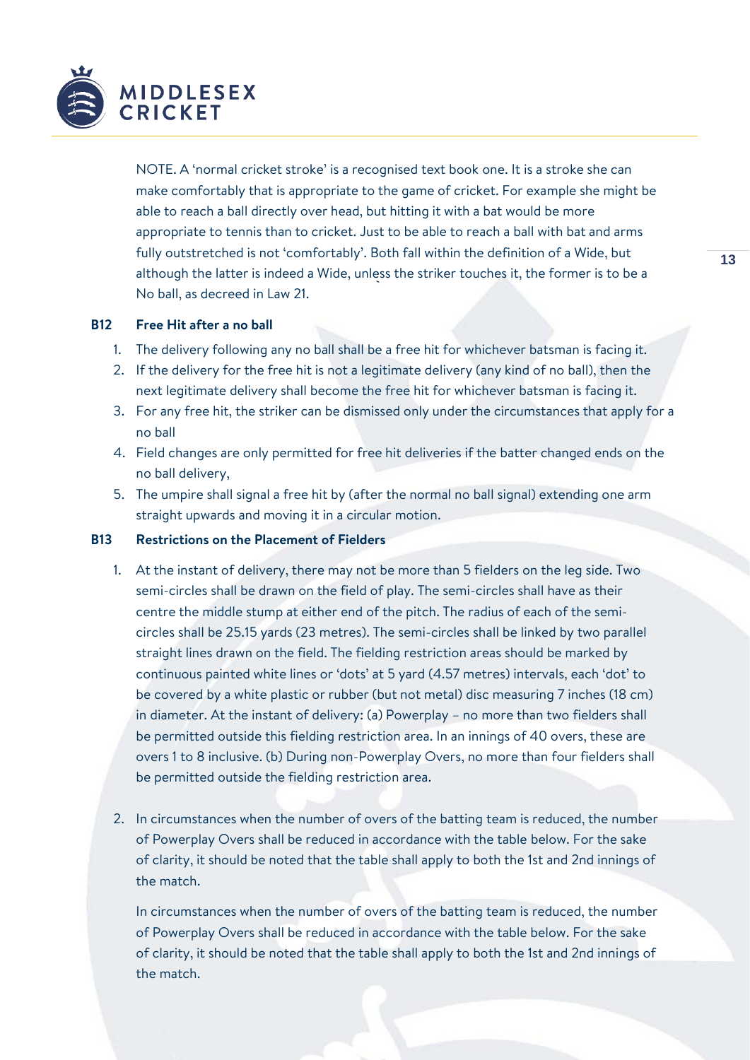NOTE. A 'normal cricket stroke' is a recognised text book one. It is a stroke she can make comfortably that is appropriate to the game of cricket. For example she might be able to reach a ball directly over head, but hitting it with a bat would be more appropriate to tennis than to cricket. Just to be able to reach a ball with bat and arms fully outstretched is not 'comfortably'. Both fall within the definition of a Wide, but although the latter is indeed a Wide, unless the striker touches it, the former is to be a No ball, as decreed in Law 21.

### B12 Free Hit after a no ball

1. The delivery following any no ball shall be a free hit for whichever batsman is facing it.
2. If the delivery for the free hit is not a legitimate delivery (any kind of no ball), then the next legitimate delivery shall become the free hit for whichever batsman is facing it.
3. For any free hit, the striker can be dismissed only under the circumstances that apply for a no ball
4. Field changes are only permitted for free hit deliveries if the batter changed ends on the no ball delivery,
5. The umpire shall signal a free hit by (after the normal no ball signal) extending one arm straight upwards and moving it in a circular motion.

### B13 Restrictions on the Placement of Fielders

1. At the instant of delivery, there may not be more than 5 fielders on the leg side. Two semi-circles shall be drawn on the field of play. The semi-circles shall have as their centre the middle stump at either end of the pitch. The radius of each of the semi-circles shall be 25.15 yards (23 metres). The semi-circles shall be linked by two parallel straight lines drawn on the field. The fielding restriction areas should be marked by continuous painted white lines or 'dots' at 5 yard (4.57 metres) intervals, each 'dot' to be covered by a white plastic or rubber (but not metal) disc measuring 7 inches (18 cm) in diameter. At the instant of delivery: (a) Powerplay – no more than two fielders shall be permitted outside this fielding restriction area. In an innings of 40 overs, these are overs 1 to 8 inclusive. (b) During non-Powerplay Overs, no more than four fielders shall be permitted outside the fielding restriction area.

2. In circumstances when the number of overs of the batting team is reduced, the number of Powerplay Overs shall be reduced in accordance with the table below. For the sake of clarity, it should be noted that the table shall apply to both the 1st and 2nd innings of the match.

   In circumstances when the number of overs of the batting team is reduced, the number of Powerplay Overs shall be reduced in accordance with the table below. For the sake of clarity, it should be noted that the table shall apply to both the 1st and 2nd innings of the match.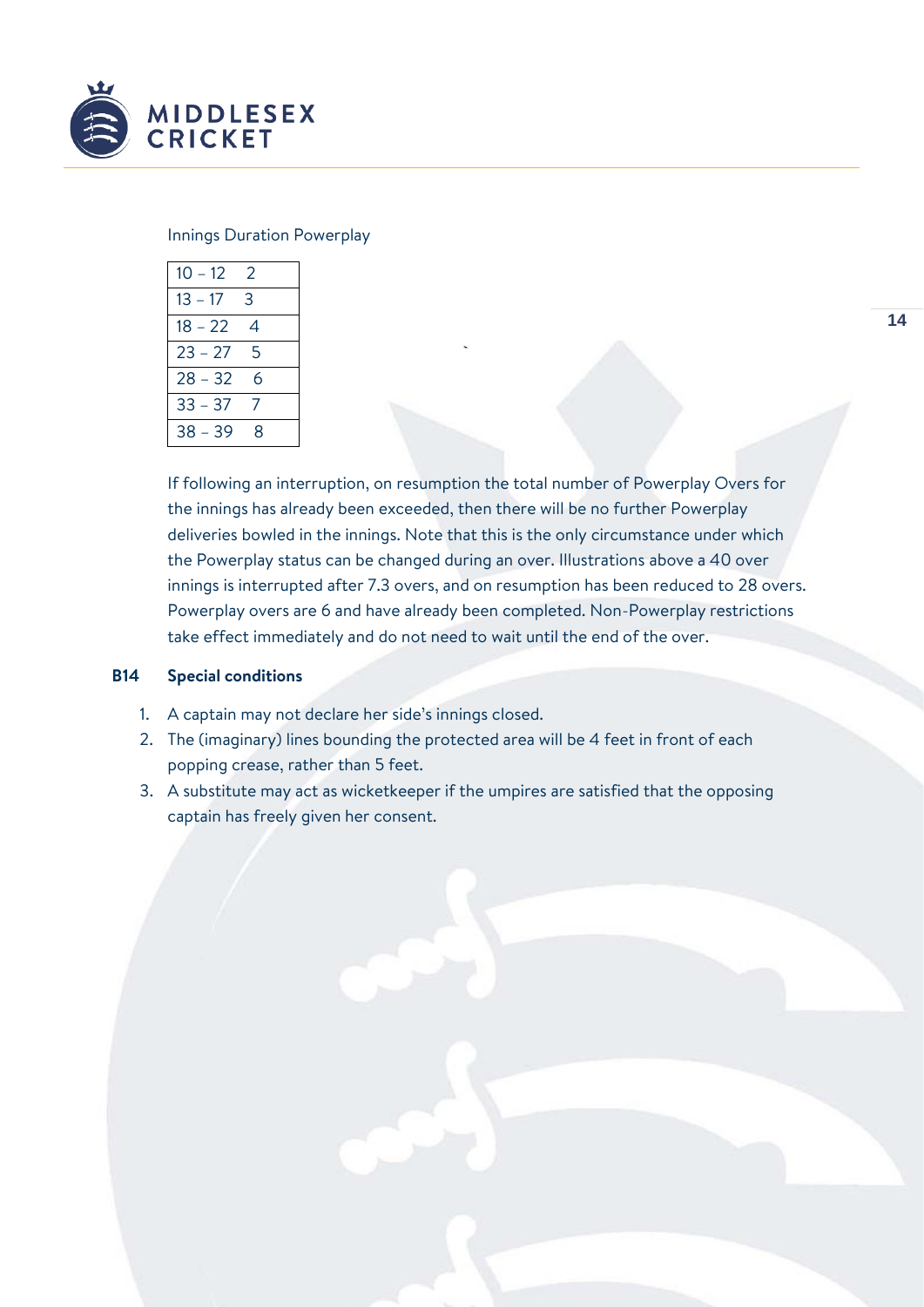Innings Duration Powerplay

| | |
|---|---|
| 10 – 12 | 2 |
| 13 – 17 | 3 |
| 18 – 22 | 4 |
| 23 – 27 | 5 |
| 28 – 32 | 6 |
| 33 – 37 | 7 |
| 38 – 39 | 8 |

If following an interruption, on resumption the total number of Powerplay Overs for the innings has already been exceeded, then there will be no further Powerplay deliveries bowled in the innings. Note that this is the only circumstance under which the Powerplay status can be changed during an over. Illustrations above a 40 over innings is interrupted after 7.3 overs, and on resumption has been reduced to 28 overs. Powerplay overs are 6 and have already been completed. Non-Powerplay restrictions take effect immediately and do not need to wait until the end of the over.

**B14 Special conditions**

1. A captain may not declare her side's innings closed.
2. The (imaginary) lines bounding the protected area will be 4 feet in front of each popping crease, rather than 5 feet.
3. A substitute may act as wicketkeeper if the umpires are satisfied that the opposing captain has freely given her consent.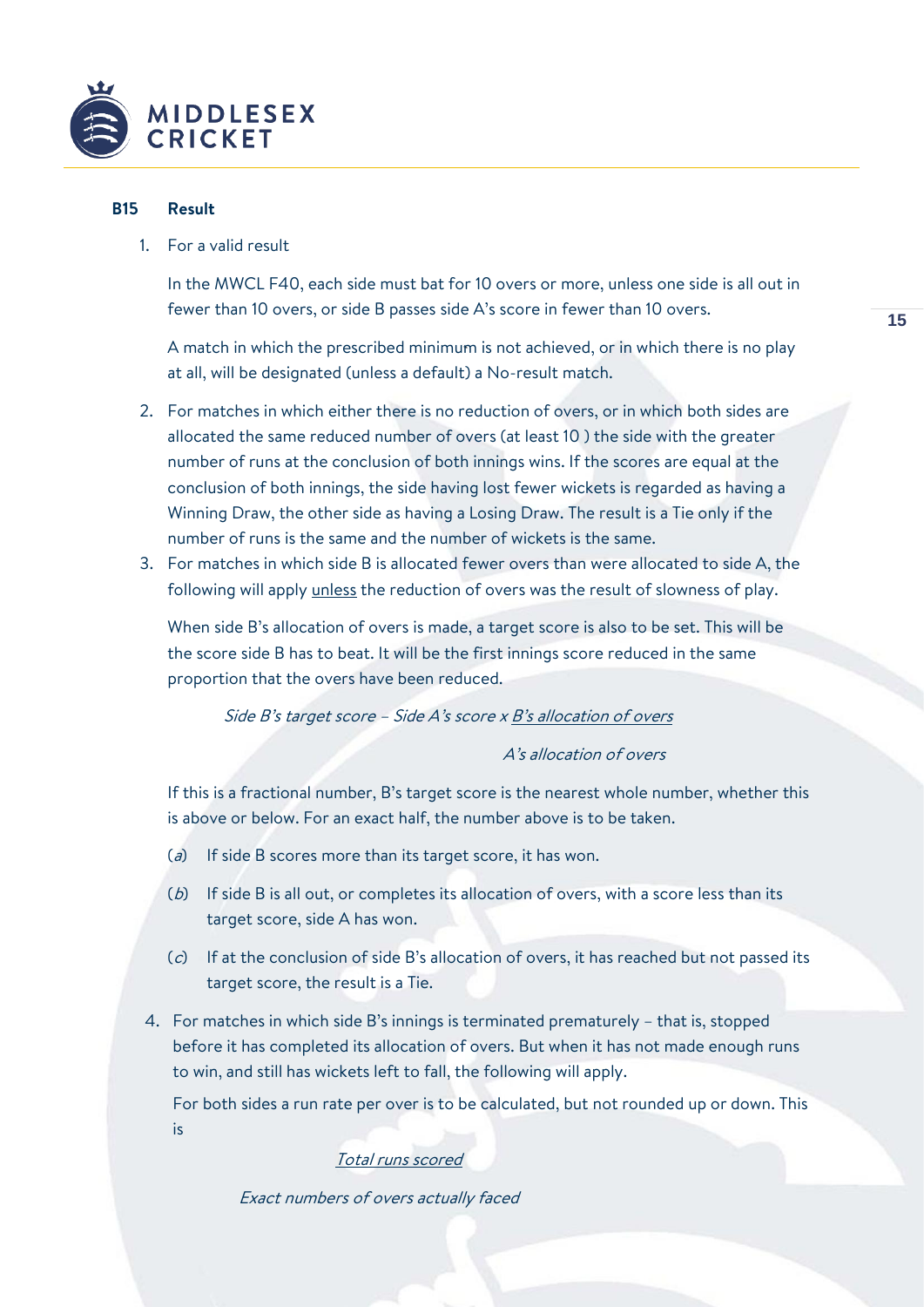## B15 Result

1. For a valid result

   In the MWCL F40, each side must bat for 10 overs or more, unless one side is all out in fewer than 10 overs, or side B passes side A's score in fewer than 10 overs.

   A match in which the prescribed minimum is not achieved, or in which there is no play at all, will be designated (unless a default) a No-result match.

2. For matches in which either there is no reduction of overs, or in which both sides are allocated the same reduced number of overs (at least 10 ) the side with the greater number of runs at the conclusion of both innings wins. If the scores are equal at the conclusion of both innings, the side having lost fewer wickets is regarded as having a Winning Draw, the other side as having a Losing Draw. The result is a Tie only if the number of runs is the same and the number of wickets is the same.

3. For matches in which side B is allocated fewer overs than were allocated to side A, the following will apply <u>unless</u> the reduction of overs was the result of slowness of play.

   When side B's allocation of overs is made, a target score is also to be set. This will be the score side B has to beat. It will be the first innings score reduced in the same proportion that the overs have been reduced.

   $$\text{Side B's target score} - \text{Side A's score} \times \frac{\text{B's allocation of overs}}{\text{A's allocation of overs}}$$

   If this is a fractional number, B's target score is the nearest whole number, whether this is above or below. For an exact half, the number above is to be taken.

   (*a*) If side B scores more than its target score, it has won.

   (*b*) If side B is all out, or completes its allocation of overs, with a score less than its target score, side A has won.

   (*c*) If at the conclusion of side B's allocation of overs, it has reached but not passed its target score, the result is a Tie.

4. For matches in which side B's innings is terminated prematurely – that is, stopped before it has completed its allocation of overs. But when it has not made enough runs to win, and still has wickets left to fall, the following will apply.

   For both sides a run rate per over is to be calculated, but not rounded up or down. This is

   $$\frac{\text{Total runs scored}}{\text{Exact numbers of overs actually faced}}$$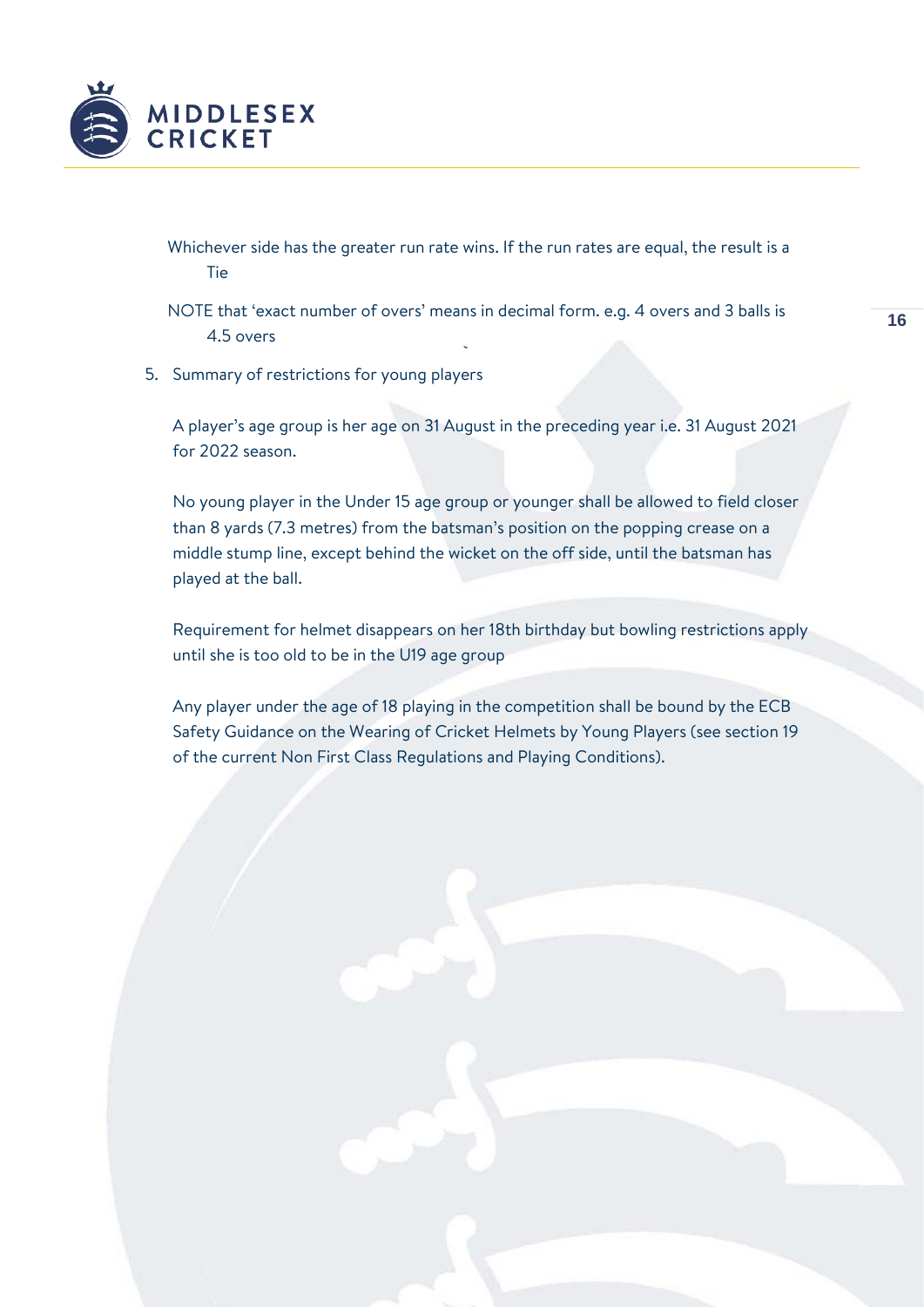Whichever side has the greater run rate wins. If the run rates are equal, the result is a Tie

NOTE that 'exact number of overs' means in decimal form. e.g. 4 overs and 3 balls is 4.5 overs

5. Summary of restrictions for young players

   A player's age group is her age on 31 August in the preceding year i.e. 31 August 2021 for 2022 season.

   No young player in the Under 15 age group or younger shall be allowed to field closer than 8 yards (7.3 metres) from the batsman's position on the popping crease on a middle stump line, except behind the wicket on the off side, until the batsman has played at the ball.

   Requirement for helmet disappears on her 18th birthday but bowling restrictions apply until she is too old to be in the U19 age group

   Any player under the age of 18 playing in the competition shall be bound by the ECB Safety Guidance on the Wearing of Cricket Helmets by Young Players (see section 19 of the current Non First Class Regulations and Playing Conditions).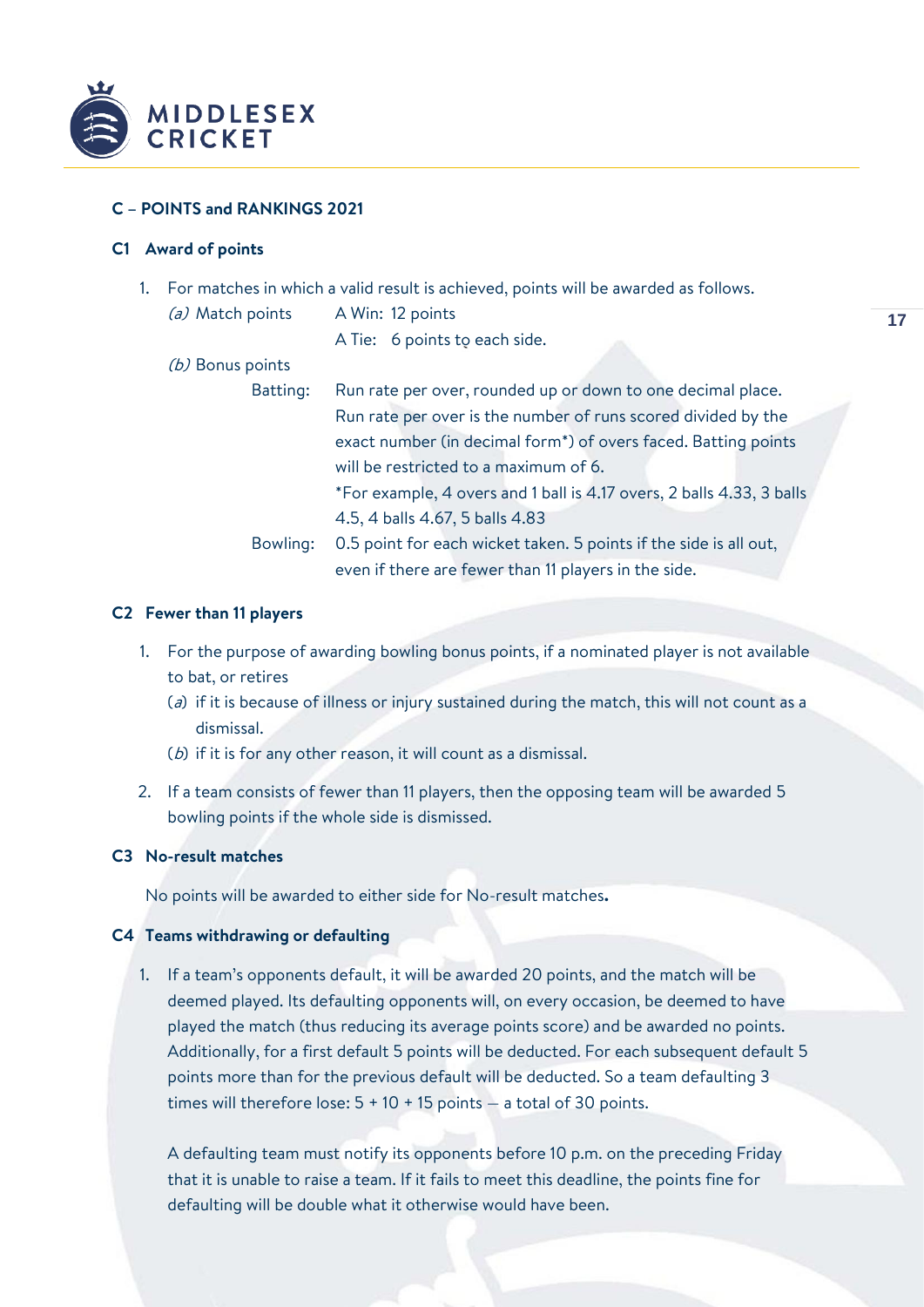## C – POINTS and RANKINGS 2021

### C1 Award of points

1. For matches in which a valid result is achieved, points will be awarded as follows.

   *(a)* Match points
   - A Win: 12 points
   - A Tie: 6 points to each side.

   *(b)* Bonus points
   - Batting: Run rate per over, rounded up or down to one decimal place. Run rate per over is the number of runs scored divided by the exact number (in decimal form*) of overs faced. Batting points will be restricted to a maximum of 6.
     *For example, 4 overs and 1 ball is 4.17 overs, 2 balls 4.33, 3 balls 4.5, 4 balls 4.67, 5 balls 4.83
   - Bowling: 0.5 point for each wicket taken. 5 points if the side is all out, even if there are fewer than 11 players in the side.

### C2 Fewer than 11 players

1. For the purpose of awarding bowling bonus points, if a nominated player is not available to bat, or retires
   (*a*) if it is because of illness or injury sustained during the match, this will not count as a dismissal.
   (*b*) if it is for any other reason, it will count as a dismissal.
2. If a team consists of fewer than 11 players, then the opposing team will be awarded 5 bowling points if the whole side is dismissed.

### C3 No-result matches

No points will be awarded to either side for No-result matches**.**

### C4 Teams withdrawing or defaulting

1. If a team's opponents default, it will be awarded 20 points, and the match will be deemed played. Its defaulting opponents will, on every occasion, be deemed to have played the match (thus reducing its average points score) and be awarded no points. Additionally, for a first default 5 points will be deducted. For each subsequent default 5 points more than for the previous default will be deducted. So a team defaulting 3 times will therefore lose: 5 + 10 + 15 points – a total of 30 points.

   A defaulting team must notify its opponents before 10 p.m. on the preceding Friday that it is unable to raise a team. If it fails to meet this deadline, the points fine for defaulting will be double what it otherwise would have been.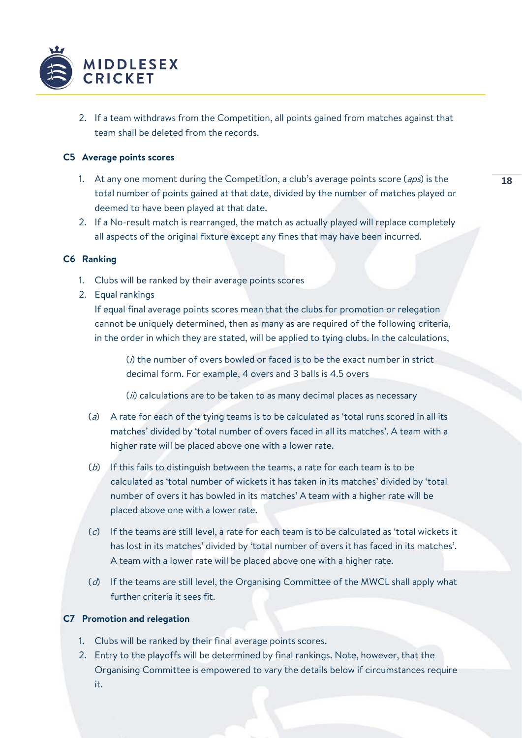2. If a team withdraws from the Competition, all points gained from matches against that team shall be deleted from the records.

### C5 Average points scores

1. At any one moment during the Competition, a club's average points score (*aps*) is the total number of points gained at that date, divided by the number of matches played or deemed to have been played at that date.
2. If a No-result match is rearranged, the match as actually played will replace completely all aspects of the original fixture except any fines that may have been incurred.

### C6 Ranking

1. Clubs will be ranked by their average points scores
2. Equal rankings

   If equal final average points scores mean that the clubs for promotion or relegation cannot be uniquely determined, then as many as are required of the following criteria, in the order in which they are stated, will be applied to tying clubs. In the calculations,

   (*i*) the number of overs bowled or faced is to be the exact number in strict decimal form. For example, 4 overs and 3 balls is 4.5 overs

   (*ii*) calculations are to be taken to as many decimal places as necessary

   (*a*) A rate for each of the tying teams is to be calculated as 'total runs scored in all its matches' divided by 'total number of overs faced in all its matches'. A team with a higher rate will be placed above one with a lower rate.

   (*b*) If this fails to distinguish between the teams, a rate for each team is to be calculated as 'total number of wickets it has taken in its matches' divided by 'total number of overs it has bowled in its matches' A team with a higher rate will be placed above one with a lower rate.

   (*c*) If the teams are still level, a rate for each team is to be calculated as 'total wickets it has lost in its matches' divided by 'total number of overs it has faced in its matches'. A team with a lower rate will be placed above one with a higher rate.

   (*d*) If the teams are still level, the Organising Committee of the MWCL shall apply what further criteria it sees fit.

### C7 Promotion and relegation

1. Clubs will be ranked by their final average points scores.
2. Entry to the playoffs will be determined by final rankings. Note, however, that the Organising Committee is empowered to vary the details below if circumstances require it.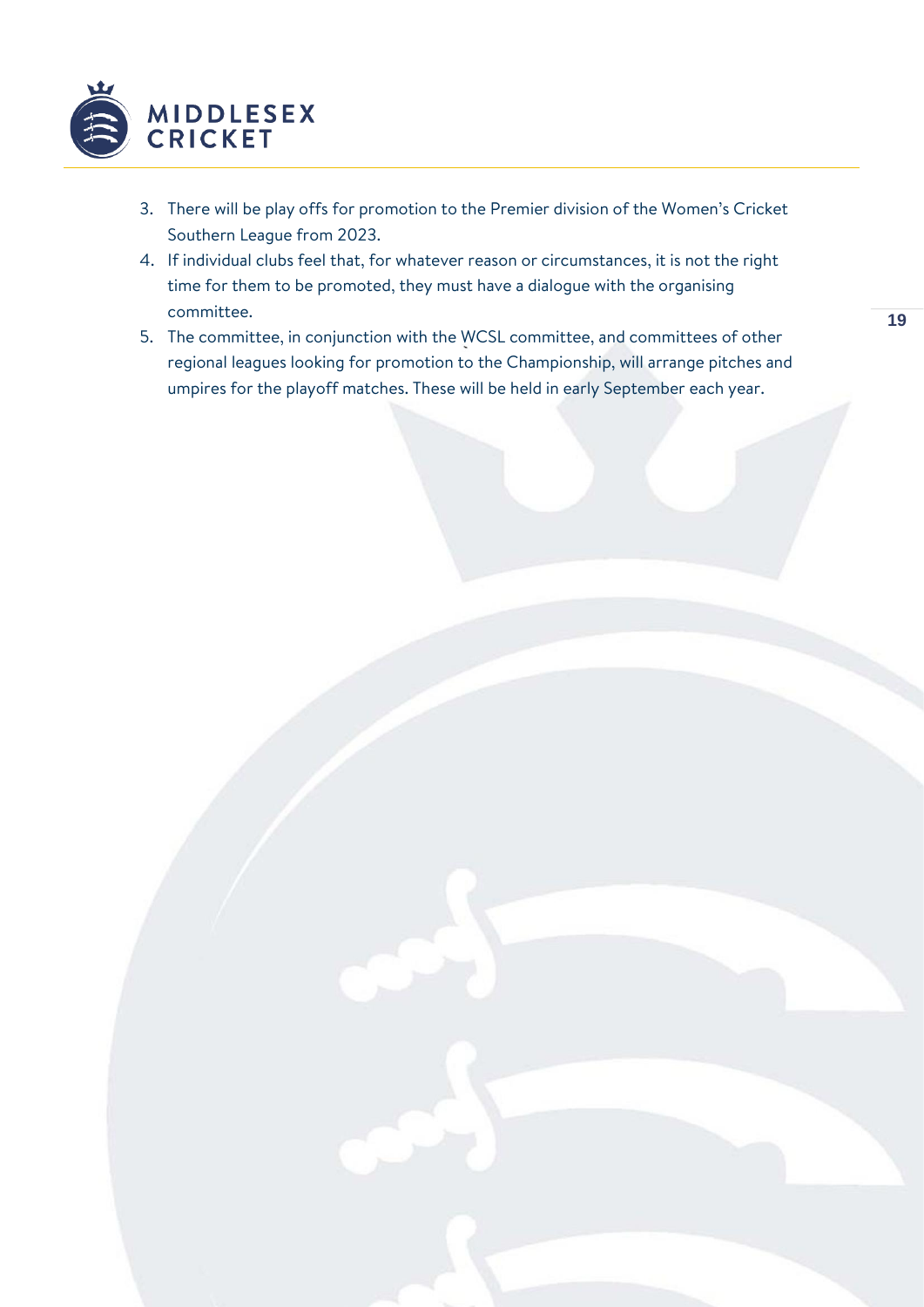3. There will be play offs for promotion to the Premier division of the Women's Cricket Southern League from 2023.
4. If individual clubs feel that, for whatever reason or circumstances, it is not the right time for them to be promoted, they must have a dialogue with the organising committee.
5. The committee, in conjunction with the WCSL committee, and committees of other regional leagues looking for promotion to the Championship, will arrange pitches and umpires for the playoff matches. These will be held in early September each year.